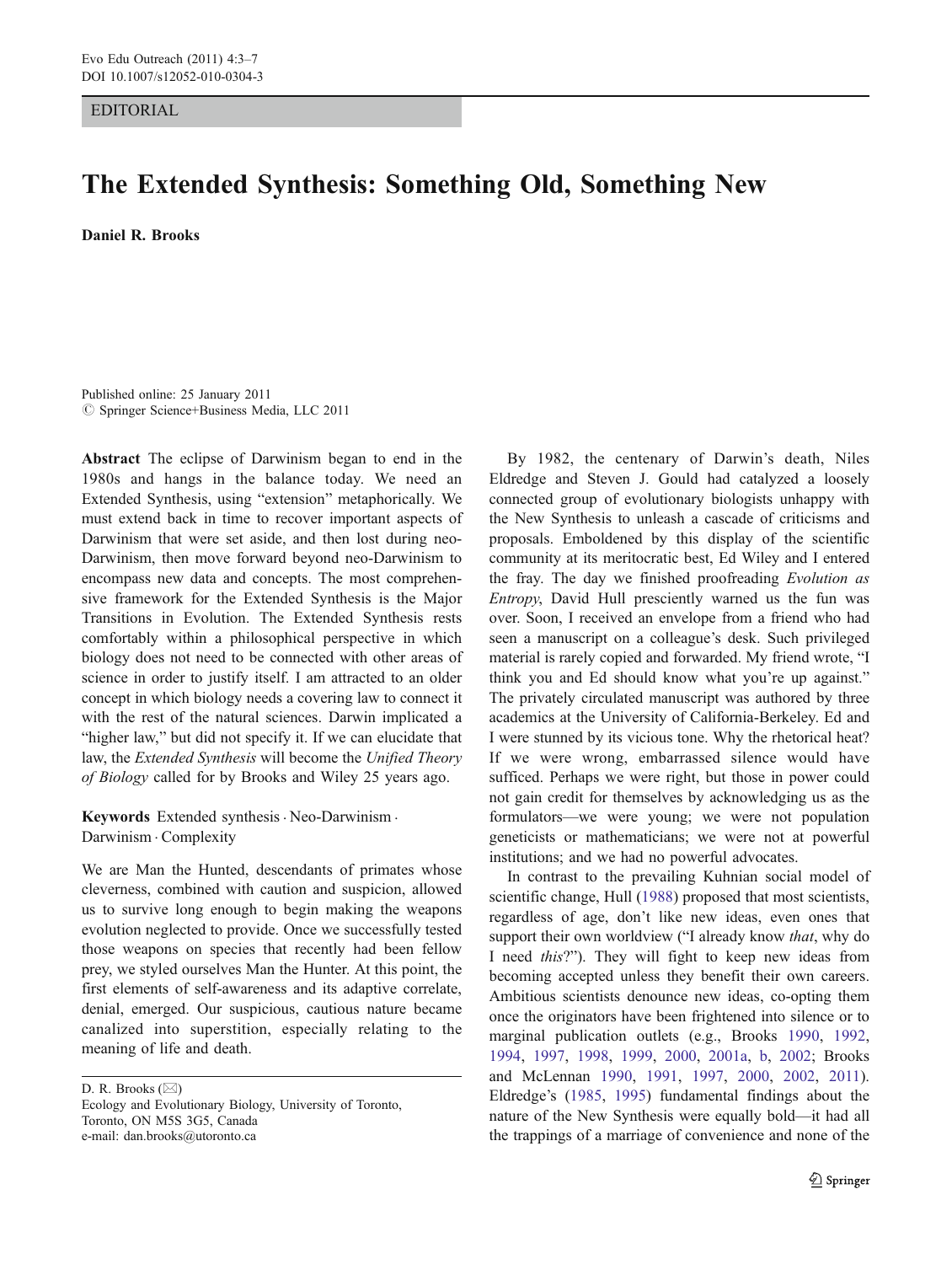EDITORIAL

# The Extended Synthesis: Something Old, Something New

**Daniel R. Brooks**

Published online: 25 January 2011
© Springer Science+Business Media, LLC 2011

**Abstract** The eclipse of Darwinism began to end in the 1980s and hangs in the balance today. We need an Extended Synthesis, using "extension" metaphorically. We must extend back in time to recover important aspects of Darwinism that were set aside, and then lost during neo-Darwinism, then move forward beyond neo-Darwinism to encompass new data and concepts. The most comprehensive framework for the Extended Synthesis is the Major Transitions in Evolution. The Extended Synthesis rests comfortably within a philosophical perspective in which biology does not need to be connected with other areas of science in order to justify itself. I am attracted to an older concept in which biology needs a covering law to connect it with the rest of the natural sciences. Darwin implicated a "higher law," but did not specify it. If we can elucidate that law, the *Extended Synthesis* will become the *Unified Theory of Biology* called for by Brooks and Wiley 25 years ago.

**Keywords** Extended synthesis · Neo-Darwinism · Darwinism · Complexity

We are Man the Hunted, descendants of primates whose cleverness, combined with caution and suspicion, allowed us to survive long enough to begin making the weapons evolution neglected to provide. Once we successfully tested those weapons on species that recently had been fellow prey, we styled ourselves Man the Hunter. At this point, the first elements of self-awareness and its adaptive correlate, denial, emerged. Our suspicious, cautious nature became canalized into superstition, especially relating to the meaning of life and death.

D. R. Brooks (✉)
Ecology and Evolutionary Biology, University of Toronto,
Toronto, ON M5S 3G5, Canada
e-mail: dan.brooks@utoronto.ca

By 1982, the centenary of Darwin's death, Niles Eldredge and Steven J. Gould had catalyzed a loosely connected group of evolutionary biologists unhappy with the New Synthesis to unleash a cascade of criticisms and proposals. Emboldened by this display of the scientific community at its meritocratic best, Ed Wiley and I entered the fray. The day we finished proofreading *Evolution as Entropy*, David Hull presciently warned us the fun was over. Soon, I received an envelope from a friend who had seen a manuscript on a colleague's desk. Such privileged material is rarely copied and forwarded. My friend wrote, "I think you and Ed should know what you're up against." The privately circulated manuscript was authored by three academics at the University of California-Berkeley. Ed and I were stunned by its vicious tone. Why the rhetorical heat? If we were wrong, embarrassed silence would have sufficed. Perhaps we were right, but those in power could not gain credit for themselves by acknowledging us as the formulators—we were young; we were not population geneticists or mathematicians; we were not at powerful institutions; and we had no powerful advocates.

In contrast to the prevailing Kuhnian social model of scientific change, Hull (1988) proposed that most scientists, regardless of age, don't like new ideas, even ones that support their own worldview ("I already know *that*, why do I need *this*?"). They will fight to keep new ideas from becoming accepted unless they benefit their own careers. Ambitious scientists denounce new ideas, co-opting them once the originators have been frightened into silence or to marginal publication outlets (e.g., Brooks 1990, 1992, 1994, 1997, 1998, 1999, 2000, 2001a, b, 2002; Brooks and McLennan 1990, 1991, 1997, 2000, 2002, 2011). Eldredge's (1985, 1995) fundamental findings about the nature of the New Synthesis were equally bold—it had all the trappings of a marriage of convenience and none of the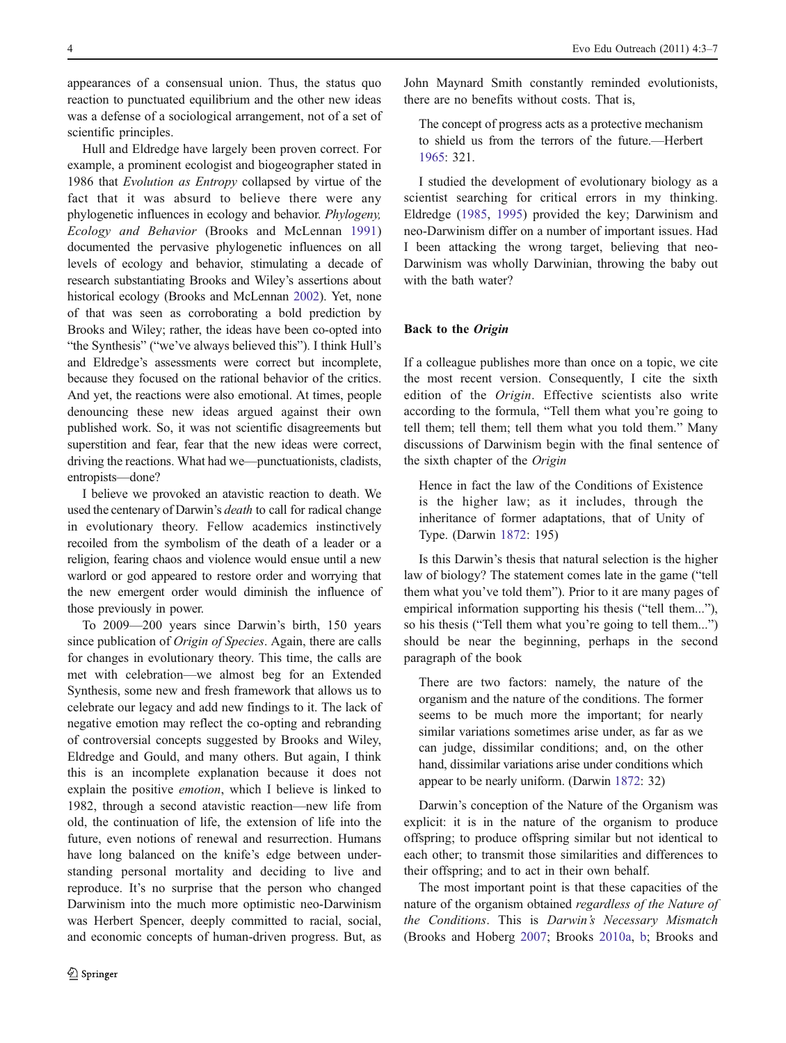appearances of a consensual union. Thus, the status quo reaction to punctuated equilibrium and the other new ideas was a defense of a sociological arrangement, not of a set of scientific principles.

Hull and Eldredge have largely been proven correct. For example, a prominent ecologist and biogeographer stated in 1986 that *Evolution as Entropy* collapsed by virtue of the fact that it was absurd to believe there were any phylogenetic influences in ecology and behavior. *Phylogeny, Ecology and Behavior* (Brooks and McLennan 1991) documented the pervasive phylogenetic influences on all levels of ecology and behavior, stimulating a decade of research substantiating Brooks and Wiley's assertions about historical ecology (Brooks and McLennan 2002). Yet, none of that was seen as corroborating a bold prediction by Brooks and Wiley; rather, the ideas have been co-opted into "the Synthesis" ("we've always believed this"). I think Hull's and Eldredge's assessments were correct but incomplete, because they focused on the rational behavior of the critics. And yet, the reactions were also emotional. At times, people denouncing these new ideas argued against their own published work. So, it was not scientific disagreements but superstition and fear, fear that the new ideas were correct, driving the reactions. What had we—punctuationists, cladists, entropists—done?

I believe we provoked an atavistic reaction to death. We used the centenary of Darwin's *death* to call for radical change in evolutionary theory. Fellow academics instinctively recoiled from the symbolism of the death of a leader or a religion, fearing chaos and violence would ensue until a new warlord or god appeared to restore order and worrying that the new emergent order would diminish the influence of those previously in power.

To 2009—200 years since Darwin's birth, 150 years since publication of *Origin of Species*. Again, there are calls for changes in evolutionary theory. This time, the calls are met with celebration—we almost beg for an Extended Synthesis, some new and fresh framework that allows us to celebrate our legacy and add new findings to it. The lack of negative emotion may reflect the co-opting and rebranding of controversial concepts suggested by Brooks and Wiley, Eldredge and Gould, and many others. But again, I think this is an incomplete explanation because it does not explain the positive *emotion*, which I believe is linked to 1982, through a second atavistic reaction—new life from old, the continuation of life, the extension of life into the future, even notions of renewal and resurrection. Humans have long balanced on the knife's edge between understanding personal mortality and deciding to live and reproduce. It's no surprise that the person who changed Darwinism into the much more optimistic neo-Darwinism was Herbert Spencer, deeply committed to racial, social, and economic concepts of human-driven progress. But, as John Maynard Smith constantly reminded evolutionists, there are no benefits without costs. That is,

> The concept of progress acts as a protective mechanism to shield us from the terrors of the future.—Herbert 1965: 321.

I studied the development of evolutionary biology as a scientist searching for critical errors in my thinking. Eldredge (1985, 1995) provided the key; Darwinism and neo-Darwinism differ on a number of important issues. Had I been attacking the wrong target, believing that neo-Darwinism was wholly Darwinian, throwing the baby out with the bath water?

## Back to the *Origin*

If a colleague publishes more than once on a topic, we cite the most recent version. Consequently, I cite the sixth edition of the *Origin*. Effective scientists also write according to the formula, "Tell them what you're going to tell them; tell them; tell them what you told them." Many discussions of Darwinism begin with the final sentence of the sixth chapter of the *Origin*

> Hence in fact the law of the Conditions of Existence is the higher law; as it includes, through the inheritance of former adaptations, that of Unity of Type. (Darwin 1872: 195)

Is this Darwin's thesis that natural selection is the higher law of biology? The statement comes late in the game ("tell them what you've told them"). Prior to it are many pages of empirical information supporting his thesis ("tell them..."), so his thesis ("Tell them what you're going to tell them...") should be near the beginning, perhaps in the second paragraph of the book

> There are two factors: namely, the nature of the organism and the nature of the conditions. The former seems to be much more the important; for nearly similar variations sometimes arise under, as far as we can judge, dissimilar conditions; and, on the other hand, dissimilar variations arise under conditions which appear to be nearly uniform. (Darwin 1872: 32)

Darwin's conception of the Nature of the Organism was explicit: it is in the nature of the organism to produce offspring; to produce offspring similar but not identical to each other; to transmit those similarities and differences to their offspring; and to act in their own behalf.

The most important point is that these capacities of the nature of the organism obtained *regardless of the Nature of the Conditions*. This is *Darwin's Necessary Mismatch* (Brooks and Hoberg 2007; Brooks 2010a, b; Brooks and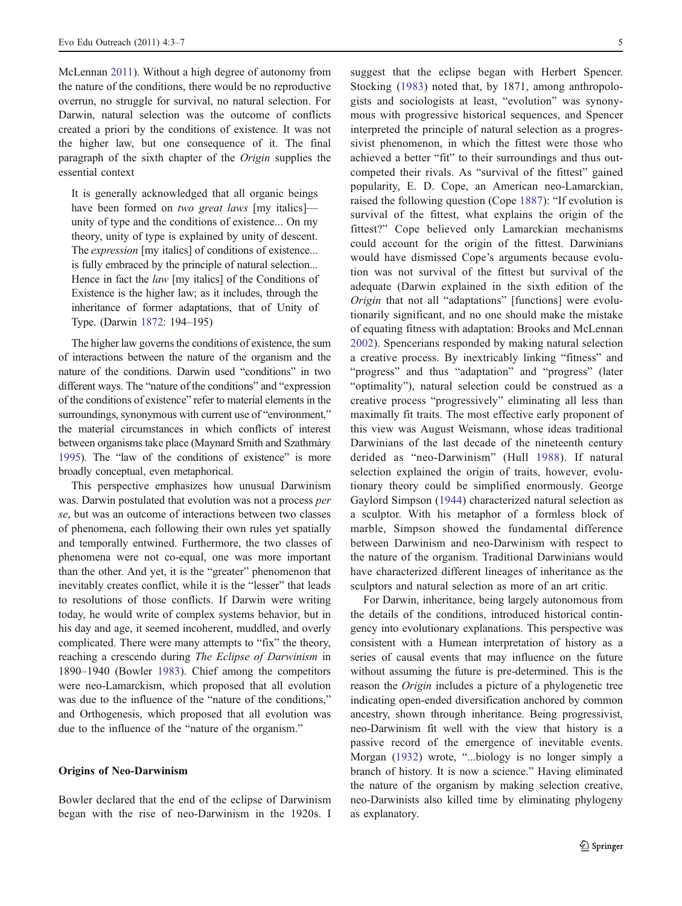McLennan 2011). Without a high degree of autonomy from the nature of the conditions, there would be no reproductive overrun, no struggle for survival, no natural selection. For Darwin, natural selection was the outcome of conflicts created a priori by the conditions of existence. It was not the higher law, but one consequence of it. The final paragraph of the sixth chapter of the *Origin* supplies the essential context

> It is generally acknowledged that all organic beings have been formed on *two great laws* [my italics]—unity of type and the conditions of existence... On my theory, unity of type is explained by unity of descent. The *expression* [my italics] of conditions of existence... is fully embraced by the principle of natural selection... Hence in fact the *law* [my italics] of the Conditions of Existence is the higher law; as it includes, through the inheritance of former adaptations, that of Unity of Type. (Darwin 1872: 194–195)

The higher law governs the conditions of existence, the sum of interactions between the nature of the organism and the nature of the conditions. Darwin used "conditions" in two different ways. The "nature of the conditions" and "expression of the conditions of existence" refer to material elements in the surroundings, synonymous with current use of "environment," the material circumstances in which conflicts of interest between organisms take place (Maynard Smith and Szathmàry 1995). The "law of the conditions of existence" is more broadly conceptual, even metaphorical.

This perspective emphasizes how unusual Darwinism was. Darwin postulated that evolution was not a process *per se*, but was an outcome of interactions between two classes of phenomena, each following their own rules yet spatially and temporally entwined. Furthermore, the two classes of phenomena were not co-equal, one was more important than the other. And yet, it is the "greater" phenomenon that inevitably creates conflict, while it is the "lesser" that leads to resolutions of those conflicts. If Darwin were writing today, he would write of complex systems behavior, but in his day and age, it seemed incoherent, muddled, and overly complicated. There were many attempts to "fix" the theory, reaching a crescendo during *The Eclipse of Darwinism* in 1890–1940 (Bowler 1983). Chief among the competitors were neo-Lamarckism, which proposed that all evolution was due to the influence of the "nature of the conditions," and Orthogenesis, which proposed that all evolution was due to the influence of the "nature of the organism."

## Origins of Neo-Darwinism

Bowler declared that the end of the eclipse of Darwinism began with the rise of neo-Darwinism in the 1920s. I suggest that the eclipse began with Herbert Spencer. Stocking (1983) noted that, by 1871, among anthropologists and sociologists at least, "evolution" was synonymous with progressive historical sequences, and Spencer interpreted the principle of natural selection as a progressivist phenomenon, in which the fittest were those who achieved a better "fit" to their surroundings and thus outcompeted their rivals. As "survival of the fittest" gained popularity, E. D. Cope, an American neo-Lamarckian, raised the following question (Cope 1887): "If evolution is survival of the fittest, what explains the origin of the fittest?" Cope believed only Lamarckian mechanisms could account for the origin of the fittest. Darwinians would have dismissed Cope's arguments because evolution was not survival of the fittest but survival of the adequate (Darwin explained in the sixth edition of the *Origin* that not all "adaptations" [functions] were evolutionarily significant, and no one should make the mistake of equating fitness with adaptation: Brooks and McLennan 2002). Spencerians responded by making natural selection a creative process. By inextricably linking "fitness" and "progress" and thus "adaptation" and "progress" (later "optimality"), natural selection could be construed as a creative process "progressively" eliminating all less than maximally fit traits. The most effective early proponent of this view was August Weismann, whose ideas traditional Darwinians of the last decade of the nineteenth century derided as "neo-Darwinism" (Hull 1988). If natural selection explained the origin of traits, however, evolutionary theory could be simplified enormously. George Gaylord Simpson (1944) characterized natural selection as a sculptor. With his metaphor of a formless block of marble, Simpson showed the fundamental difference between Darwinism and neo-Darwinism with respect to the nature of the organism. Traditional Darwinians would have characterized different lineages of inheritance as the sculptors and natural selection as more of an art critic.

For Darwin, inheritance, being largely autonomous from the details of the conditions, introduced historical contingency into evolutionary explanations. This perspective was consistent with a Humean interpretation of history as a series of causal events that may influence on the future without assuming the future is pre-determined. This is the reason the *Origin* includes a picture of a phylogenetic tree indicating open-ended diversification anchored by common ancestry, shown through inheritance. Being progressivist, neo-Darwinism fit well with the view that history is a passive record of the emergence of inevitable events. Morgan (1932) wrote, "...biology is no longer simply a branch of history. It is now a science." Having eliminated the nature of the organism by making selection creative, neo-Darwinists also killed time by eliminating phylogeny as explanatory.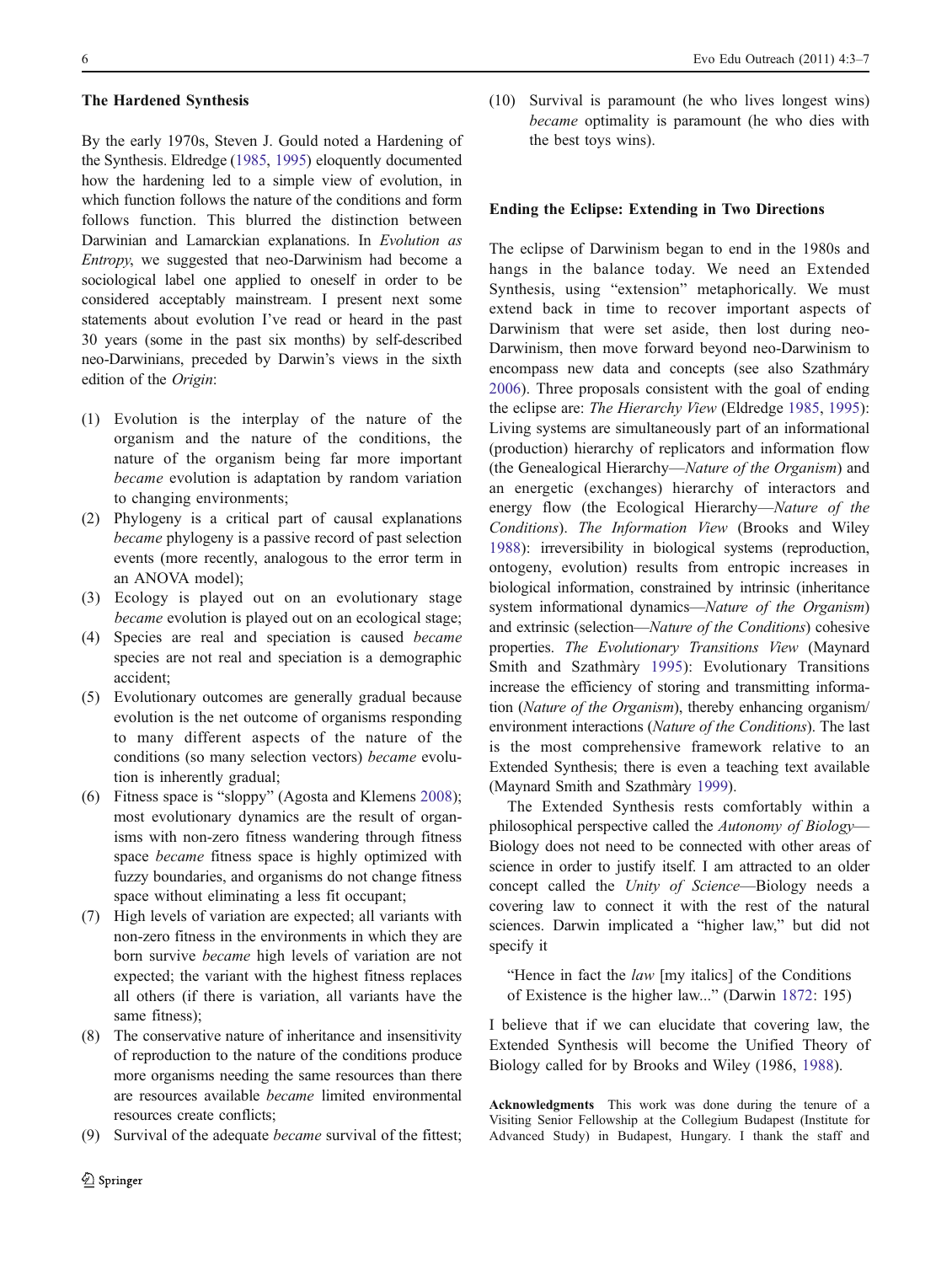## The Hardened Synthesis

By the early 1970s, Steven J. Gould noted a Hardening of the Synthesis. Eldredge (1985, 1995) eloquently documented how the hardening led to a simple view of evolution, in which function follows the nature of the conditions and form follows function. This blurred the distinction between Darwinian and Lamarckian explanations. In *Evolution as Entropy*, we suggested that neo-Darwinism had become a sociological label one applied to oneself in order to be considered acceptably mainstream. I present next some statements about evolution I've read or heard in the past 30 years (some in the past six months) by self-described neo-Darwinians, preceded by Darwin's views in the sixth edition of the *Origin*:

1. Evolution is the interplay of the nature of the organism and the nature of the conditions, the nature of the organism being far more important *became* evolution is adaptation by random variation to changing environments;
2. Phylogeny is a critical part of causal explanations *became* phylogeny is a passive record of past selection events (more recently, analogous to the error term in an ANOVA model);
3. Ecology is played out on an evolutionary stage *became* evolution is played out on an ecological stage;
4. Species are real and speciation is caused *became* species are not real and speciation is a demographic accident;
5. Evolutionary outcomes are generally gradual because evolution is the net outcome of organisms responding to many different aspects of the nature of the conditions (so many selection vectors) *became* evolution is inherently gradual;
6. Fitness space is "sloppy" (Agosta and Klemens 2008); most evolutionary dynamics are the result of organisms with non-zero fitness wandering through fitness space *became* fitness space is highly optimized with fuzzy boundaries, and organisms do not change fitness space without eliminating a less fit occupant;
7. High levels of variation are expected; all variants with non-zero fitness in the environments in which they are born survive *became* high levels of variation are not expected; the variant with the highest fitness replaces all others (if there is variation, all variants have the same fitness);
8. The conservative nature of inheritance and insensitivity of reproduction to the nature of the conditions produce more organisms needing the same resources than there are resources available *became* limited environmental resources create conflicts;
9. Survival of the adequate *became* survival of the fittest;
10. Survival is paramount (he who lives longest wins) *became* optimality is paramount (he who dies with the best toys wins).

## Ending the Eclipse: Extending in Two Directions

The eclipse of Darwinism began to end in the 1980s and hangs in the balance today. We need an Extended Synthesis, using "extension" metaphorically. We must extend back in time to recover important aspects of Darwinism that were set aside, then lost during neo-Darwinism, then move forward beyond neo-Darwinism to encompass new data and concepts (see also Szathmáry 2006). Three proposals consistent with the goal of ending the eclipse are: *The Hierarchy View* (Eldredge 1985, 1995): Living systems are simultaneously part of an informational (production) hierarchy of replicators and information flow (the Genealogical Hierarchy—*Nature of the Organism*) and an energetic (exchanges) hierarchy of interactors and energy flow (the Ecological Hierarchy—*Nature of the Conditions*). *The Information View* (Brooks and Wiley 1988): irreversibility in biological systems (reproduction, ontogeny, evolution) results from entropic increases in biological information, constrained by intrinsic (inheritance system informational dynamics—*Nature of the Organism*) and extrinsic (selection—*Nature of the Conditions*) cohesive properties. *The Evolutionary Transitions View* (Maynard Smith and Szathmàry 1995): Evolutionary Transitions increase the efficiency of storing and transmitting information (*Nature of the Organism*), thereby enhancing organism/environment interactions (*Nature of the Conditions*). The last is the most comprehensive framework relative to an Extended Synthesis; there is even a teaching text available (Maynard Smith and Szathmàry 1999).

The Extended Synthesis rests comfortably within a philosophical perspective called the *Autonomy of Biology*—Biology does not need to be connected with other areas of science in order to justify itself. I am attracted to an older concept called the *Unity of Science*—Biology needs a covering law to connect it with the rest of the natural sciences. Darwin implicated a "higher law," but did not specify it

> "Hence in fact the *law* [my italics] of the Conditions of Existence is the higher law..." (Darwin 1872: 195)

I believe that if we can elucidate that covering law, the Extended Synthesis will become the Unified Theory of Biology called for by Brooks and Wiley (1986, 1988).

**Acknowledgments** This work was done during the tenure of a Visiting Senior Fellowship at the Collegium Budapest (Institute for Advanced Study) in Budapest, Hungary. I thank the staff and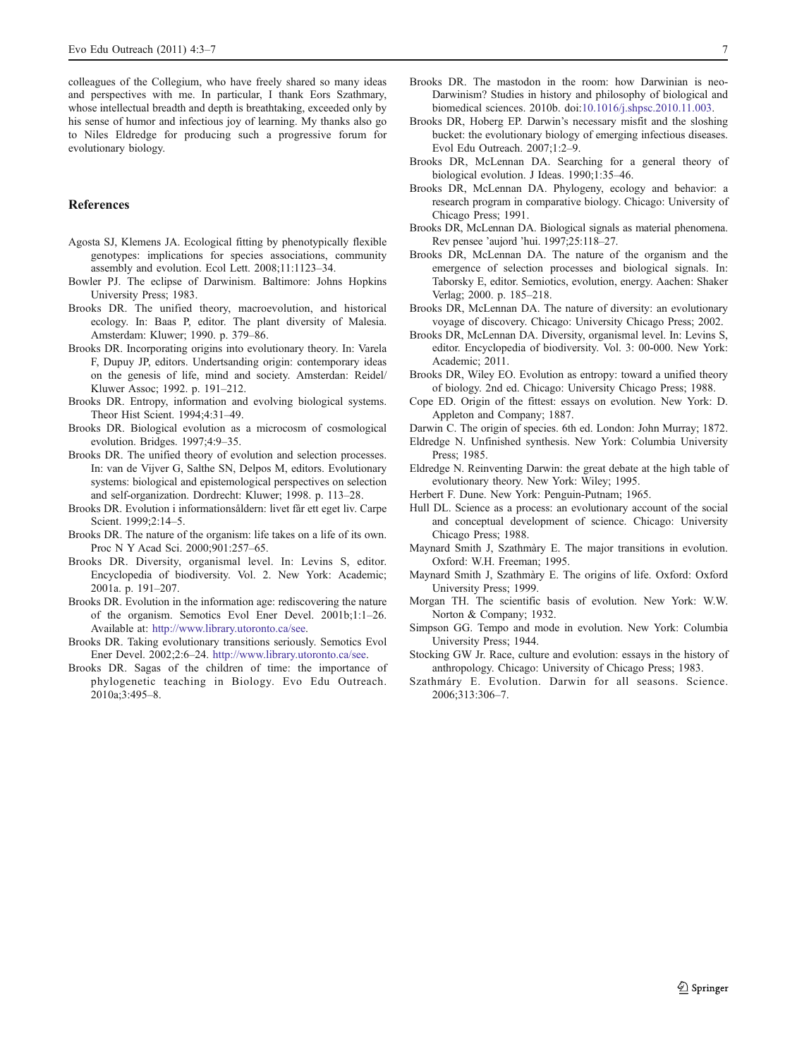colleagues of the Collegium, who have freely shared so many ideas and perspectives with me. In particular, I thank Eors Szathmary, whose intellectual breadth and depth is breathtaking, exceeded only by his sense of humor and infectious joy of learning. My thanks also go to Niles Eldredge for producing such a progressive forum for evolutionary biology.

## References

Agosta SJ, Klemens JA. Ecological fitting by phenotypically flexible genotypes: implications for species associations, community assembly and evolution. Ecol Lett. 2008;11:1123–34.

Bowler PJ. The eclipse of Darwinism. Baltimore: Johns Hopkins University Press; 1983.

Brooks DR. The unified theory, macroevolution, and historical ecology. In: Baas P, editor. The plant diversity of Malesia. Amsterdam: Kluwer; 1990. p. 379–86.

Brooks DR. Incorporating origins into evolutionary theory. In: Varela F, Dupuy JP, editors. Undertsanding origin: contemporary ideas on the genesis of life, mind and society. Amsterdan: Reidel/ Kluwer Assoc; 1992. p. 191–212.

Brooks DR. Entropy, information and evolving biological systems. Theor Hist Scient. 1994;4:31–49.

Brooks DR. Biological evolution as a microcosm of cosmological evolution. Bridges. 1997;4:9–35.

Brooks DR. The unified theory of evolution and selection processes. In: van de Vijver G, Salthe SN, Delpos M, editors. Evolutionary systems: biological and epistemological perspectives on selection and self-organization. Dordrecht: Kluwer; 1998. p. 113–28.

Brooks DR. Evolution i informationsåldern: livet får ett eget liv. Carpe Scient. 1999;2:14–5.

Brooks DR. The nature of the organism: life takes on a life of its own. Proc N Y Acad Sci. 2000;901:257–65.

Brooks DR. Diversity, organismal level. In: Levins S, editor. Encyclopedia of biodiversity. Vol. 2. New York: Academic; 2001a. p. 191–207.

Brooks DR. Evolution in the information age: rediscovering the nature of the organism. Semotics Evol Ener Devel. 2001b;1:1–26. Available at: http://www.library.utoronto.ca/see.

Brooks DR. Taking evolutionary transitions seriously. Semotics Evol Ener Devel. 2002;2:6–24. http://www.library.utoronto.ca/see.

Brooks DR. Sagas of the children of time: the importance of phylogenetic teaching in Biology. Evo Edu Outreach. 2010a;3:495–8.

Brooks DR. The mastodon in the room: how Darwinian is neo-Darwinism? Studies in history and philosophy of biological and biomedical sciences. 2010b. doi:10.1016/j.shpsc.2010.11.003.

Brooks DR, Hoberg EP. Darwin's necessary misfit and the sloshing bucket: the evolutionary biology of emerging infectious diseases. Evol Edu Outreach. 2007;1:2–9.

Brooks DR, McLennan DA. Searching for a general theory of biological evolution. J Ideas. 1990;1:35–46.

Brooks DR, McLennan DA. Phylogeny, ecology and behavior: a research program in comparative biology. Chicago: University of Chicago Press; 1991.

Brooks DR, McLennan DA. Biological signals as material phenomena. Rev pensee 'aujord 'hui. 1997;25:118–27.

Brooks DR, McLennan DA. The nature of the organism and the emergence of selection processes and biological signals. In: Taborsky E, editor. Semiotics, evolution, energy. Aachen: Shaker Verlag; 2000. p. 185–218.

Brooks DR, McLennan DA. The nature of diversity: an evolutionary voyage of discovery. Chicago: University Chicago Press; 2002.

Brooks DR, McLennan DA. Diversity, organismal level. In: Levins S, editor. Encyclopedia of biodiversity. Vol. 3: 00-000. New York: Academic; 2011.

Brooks DR, Wiley EO. Evolution as entropy: toward a unified theory of biology. 2nd ed. Chicago: University Chicago Press; 1988.

Cope ED. Origin of the fittest: essays on evolution. New York: D. Appleton and Company; 1887.

Darwin C. The origin of species. 6th ed. London: John Murray; 1872.

Eldredge N. Unfinished synthesis. New York: Columbia University Press; 1985.

Eldredge N. Reinventing Darwin: the great debate at the high table of evolutionary theory. New York: Wiley; 1995.

Herbert F. Dune. New York: Penguin-Putnam; 1965.

Hull DL. Science as a process: an evolutionary account of the social and conceptual development of science. Chicago: University Chicago Press; 1988.

Maynard Smith J, Szathmàry E. The major transitions in evolution. Oxford: W.H. Freeman; 1995.

Maynard Smith J, Szathmàry E. The origins of life. Oxford: Oxford University Press; 1999.

Morgan TH. The scientific basis of evolution. New York: W.W. Norton & Company; 1932.

Simpson GG. Tempo and mode in evolution. New York: Columbia University Press; 1944.

Stocking GW Jr. Race, culture and evolution: essays in the history of anthropology. Chicago: University of Chicago Press; 1983.

Szathmáry E. Evolution. Darwin for all seasons. Science. 2006;313:306–7.